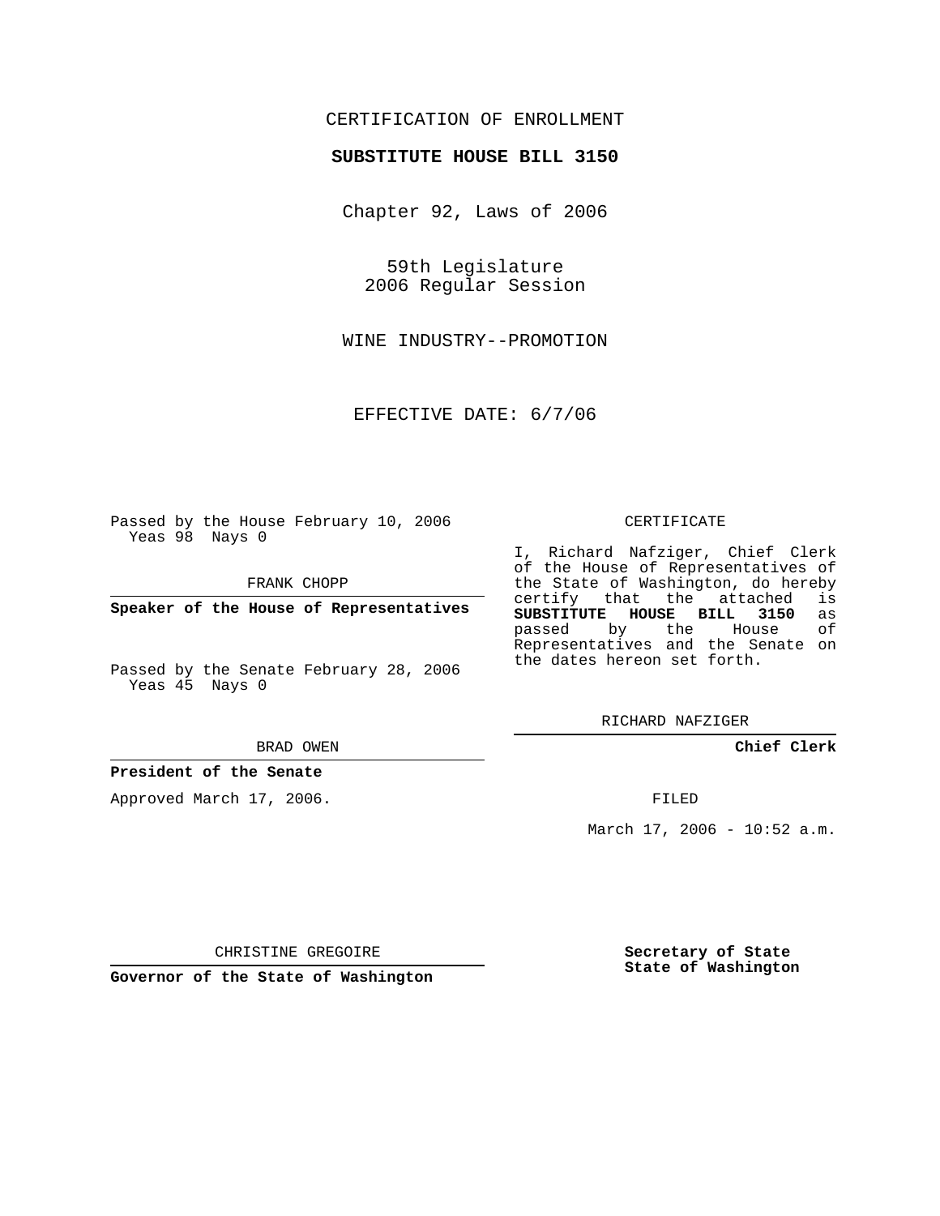CERTIFICATION OF ENROLLMENT

**SUBSTITUTE HOUSE BILL 3150**

Chapter 92, Laws of 2006

59th Legislature
2006 Regular Session

WINE INDUSTRY--PROMOTION

EFFECTIVE DATE: 6/7/06

Passed by the House February 10, 2006
Yeas 98 Nays 0

FRANK CHOPP

**Speaker of the House of Representatives**

Passed by the Senate February 28, 2006
Yeas 45 Nays 0

BRAD OWEN

**President of the Senate**

Approved March 17, 2006.

CHRISTINE GREGOIRE

**Governor of the State of Washington**

CERTIFICATE

I, Richard Nafziger, Chief Clerk of the House of Representatives of the State of Washington, do hereby certify that the attached is **SUBSTITUTE HOUSE BILL 3150** as passed by the House of Representatives and the Senate on the dates hereon set forth.

RICHARD NAFZIGER

**Chief Clerk**

FILED

March 17, 2006 - 10:52 a.m.

**Secretary of State**
**State of Washington**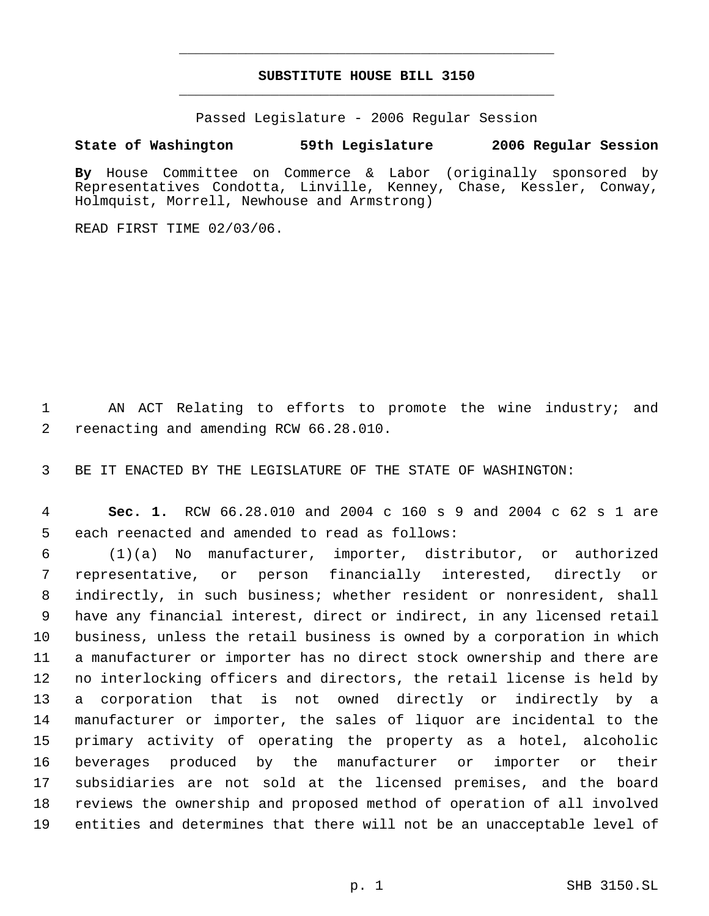# SUBSTITUTE HOUSE BILL 3150

Passed Legislature - 2006 Regular Session

**State of Washington 59th Legislature 2006 Regular Session**

**By** House Committee on Commerce & Labor (originally sponsored by Representatives Condotta, Linville, Kenney, Chase, Kessler, Conway, Holmquist, Morrell, Newhouse and Armstrong)

READ FIRST TIME 02/03/06.

1 AN ACT Relating to efforts to promote the wine industry; and
2 reenacting and amending RCW 66.28.010.

3 BE IT ENACTED BY THE LEGISLATURE OF THE STATE OF WASHINGTON:

4 **Sec. 1.** RCW 66.28.010 and 2004 c 160 s 9 and 2004 c 62 s 1 are
5 each reenacted and amended to read as follows:
6 (1)(a) No manufacturer, importer, distributor, or authorized
7 representative, or person financially interested, directly or
8 indirectly, in such business; whether resident or nonresident, shall
9 have any financial interest, direct or indirect, in any licensed retail
10 business, unless the retail business is owned by a corporation in which
11 a manufacturer or importer has no direct stock ownership and there are
12 no interlocking officers and directors, the retail license is held by
13 a corporation that is not owned directly or indirectly by a
14 manufacturer or importer, the sales of liquor are incidental to the
15 primary activity of operating the property as a hotel, alcoholic
16 beverages produced by the manufacturer or importer or their
17 subsidiaries are not sold at the licensed premises, and the board
18 reviews the ownership and proposed method of operation of all involved
19 entities and determines that there will not be an unacceptable level of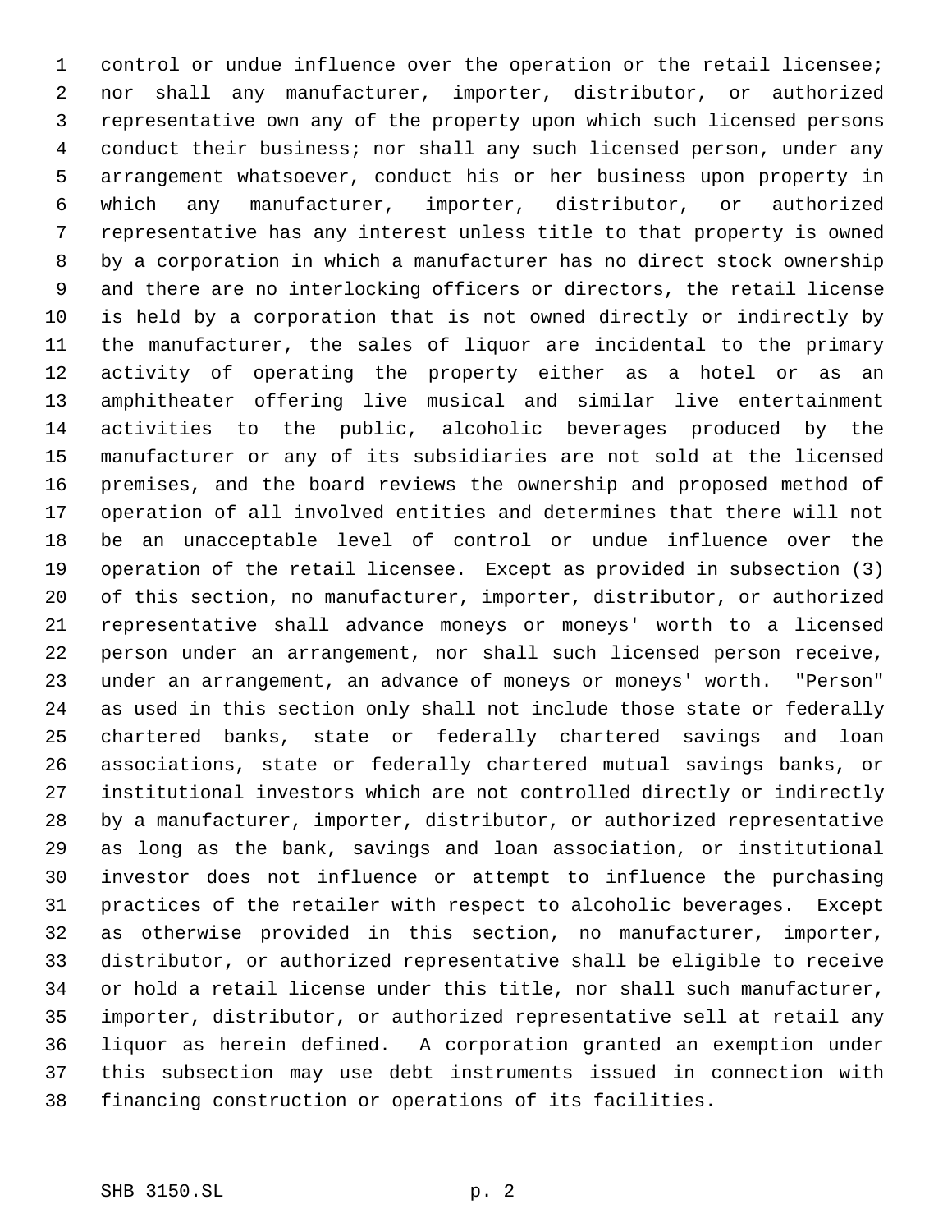control or undue influence over the operation or the retail licensee; nor shall any manufacturer, importer, distributor, or authorized representative own any of the property upon which such licensed persons conduct their business; nor shall any such licensed person, under any arrangement whatsoever, conduct his or her business upon property in which any manufacturer, importer, distributor, or authorized representative has any interest unless title to that property is owned by a corporation in which a manufacturer has no direct stock ownership and there are no interlocking officers or directors, the retail license is held by a corporation that is not owned directly or indirectly by the manufacturer, the sales of liquor are incidental to the primary activity of operating the property either as a hotel or as an amphitheater offering live musical and similar live entertainment activities to the public, alcoholic beverages produced by the manufacturer or any of its subsidiaries are not sold at the licensed premises, and the board reviews the ownership and proposed method of operation of all involved entities and determines that there will not be an unacceptable level of control or undue influence over the operation of the retail licensee. Except as provided in subsection (3) of this section, no manufacturer, importer, distributor, or authorized representative shall advance moneys or moneys' worth to a licensed person under an arrangement, nor shall such licensed person receive, under an arrangement, an advance of moneys or moneys' worth. "Person" as used in this section only shall not include those state or federally chartered banks, state or federally chartered savings and loan associations, state or federally chartered mutual savings banks, or institutional investors which are not controlled directly or indirectly by a manufacturer, importer, distributor, or authorized representative as long as the bank, savings and loan association, or institutional investor does not influence or attempt to influence the purchasing practices of the retailer with respect to alcoholic beverages. Except as otherwise provided in this section, no manufacturer, importer, distributor, or authorized representative shall be eligible to receive or hold a retail license under this title, nor shall such manufacturer, importer, distributor, or authorized representative sell at retail any liquor as herein defined. A corporation granted an exemption under this subsection may use debt instruments issued in connection with financing construction or operations of its facilities.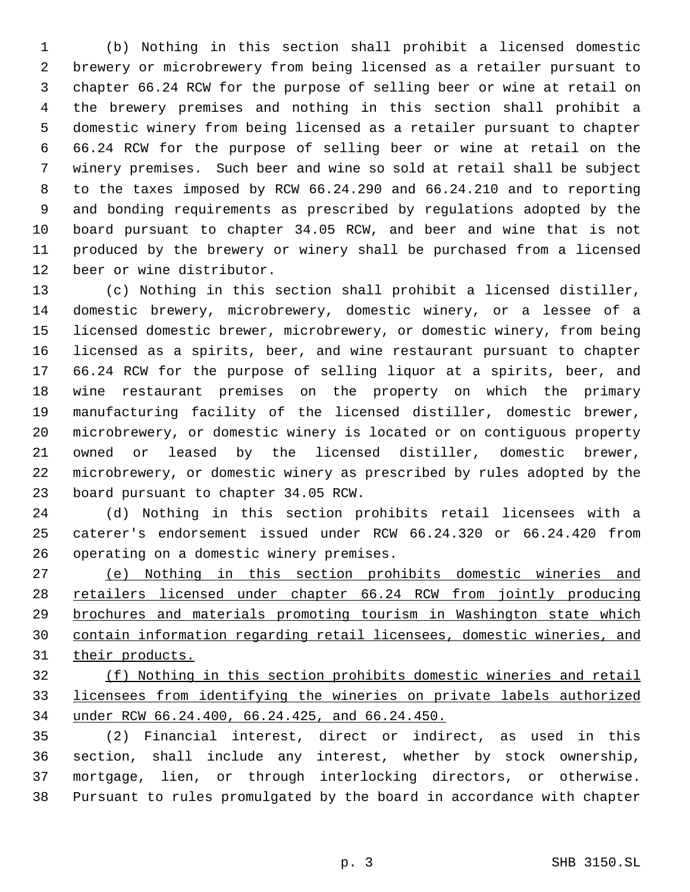(b) Nothing in this section shall prohibit a licensed domestic brewery or microbrewery from being licensed as a retailer pursuant to chapter 66.24 RCW for the purpose of selling beer or wine at retail on the brewery premises and nothing in this section shall prohibit a domestic winery from being licensed as a retailer pursuant to chapter 66.24 RCW for the purpose of selling beer or wine at retail on the winery premises. Such beer and wine so sold at retail shall be subject to the taxes imposed by RCW 66.24.290 and 66.24.210 and to reporting and bonding requirements as prescribed by regulations adopted by the board pursuant to chapter 34.05 RCW, and beer and wine that is not produced by the brewery or winery shall be purchased from a licensed beer or wine distributor.

(c) Nothing in this section shall prohibit a licensed distiller, domestic brewery, microbrewery, domestic winery, or a lessee of a licensed domestic brewer, microbrewery, or domestic winery, from being licensed as a spirits, beer, and wine restaurant pursuant to chapter 66.24 RCW for the purpose of selling liquor at a spirits, beer, and wine restaurant premises on the property on which the primary manufacturing facility of the licensed distiller, domestic brewer, microbrewery, or domestic winery is located or on contiguous property owned or leased by the licensed distiller, domestic brewer, microbrewery, or domestic winery as prescribed by rules adopted by the board pursuant to chapter 34.05 RCW.

(d) Nothing in this section prohibits retail licensees with a caterer's endorsement issued under RCW 66.24.320 or 66.24.420 from operating on a domestic winery premises.

<u>(e) Nothing in this section prohibits domestic wineries and retailers licensed under chapter 66.24 RCW from jointly producing brochures and materials promoting tourism in Washington state which contain information regarding retail licensees, domestic wineries, and their products.</u>

<u>(f) Nothing in this section prohibits domestic wineries and retail licensees from identifying the wineries on private labels authorized under RCW 66.24.400, 66.24.425, and 66.24.450.</u>

(2) Financial interest, direct or indirect, as used in this section, shall include any interest, whether by stock ownership, mortgage, lien, or through interlocking directors, or otherwise. Pursuant to rules promulgated by the board in accordance with chapter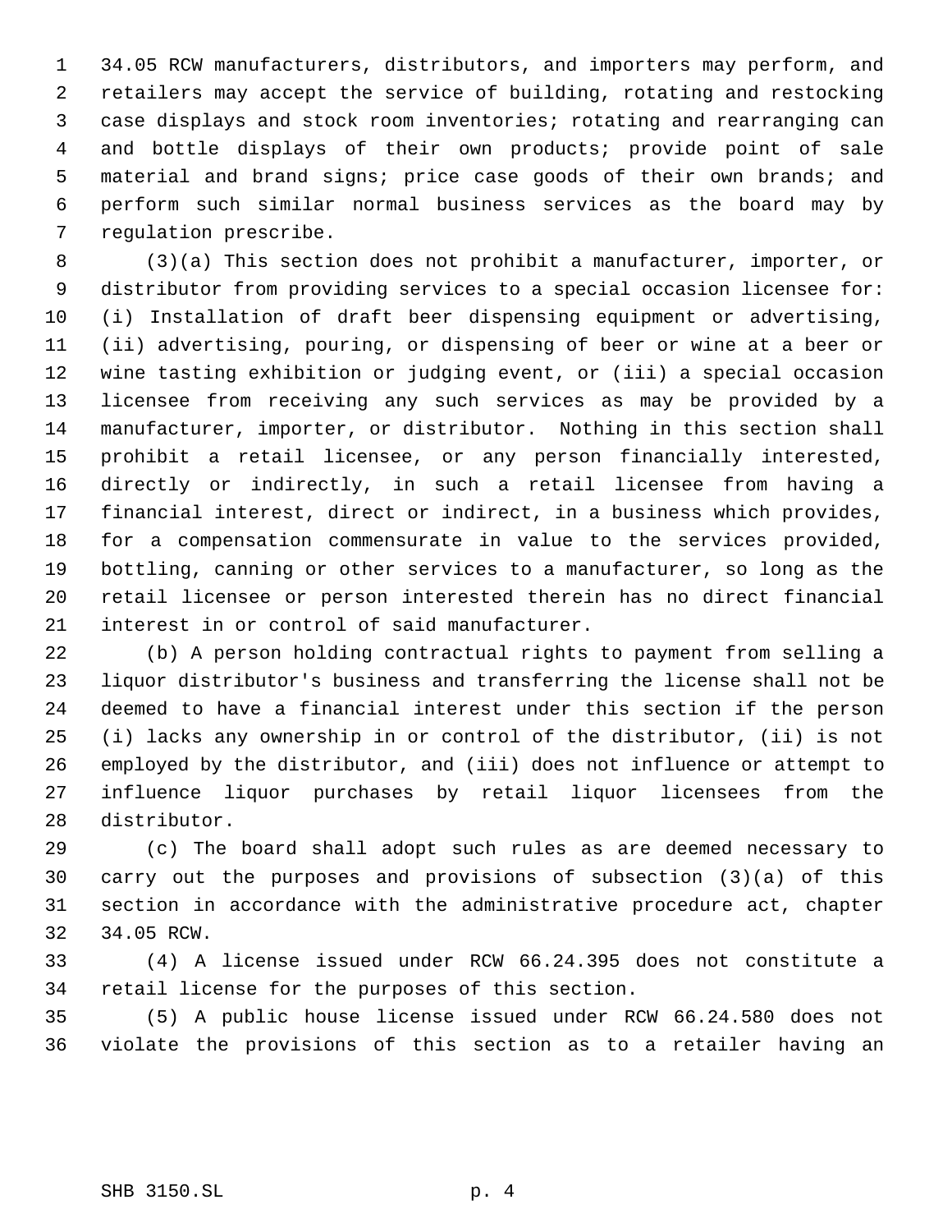34.05 RCW manufacturers, distributors, and importers may perform, and retailers may accept the service of building, rotating and restocking case displays and stock room inventories; rotating and rearranging can and bottle displays of their own products; provide point of sale material and brand signs; price case goods of their own brands; and perform such similar normal business services as the board may by regulation prescribe.

(3)(a) This section does not prohibit a manufacturer, importer, or distributor from providing services to a special occasion licensee for: (i) Installation of draft beer dispensing equipment or advertising, (ii) advertising, pouring, or dispensing of beer or wine at a beer or wine tasting exhibition or judging event, or (iii) a special occasion licensee from receiving any such services as may be provided by a manufacturer, importer, or distributor. Nothing in this section shall prohibit a retail licensee, or any person financially interested, directly or indirectly, in such a retail licensee from having a financial interest, direct or indirect, in a business which provides, for a compensation commensurate in value to the services provided, bottling, canning or other services to a manufacturer, so long as the retail licensee or person interested therein has no direct financial interest in or control of said manufacturer.

(b) A person holding contractual rights to payment from selling a liquor distributor's business and transferring the license shall not be deemed to have a financial interest under this section if the person (i) lacks any ownership in or control of the distributor, (ii) is not employed by the distributor, and (iii) does not influence or attempt to influence liquor purchases by retail liquor licensees from the distributor.

(c) The board shall adopt such rules as are deemed necessary to carry out the purposes and provisions of subsection (3)(a) of this section in accordance with the administrative procedure act, chapter 34.05 RCW.

(4) A license issued under RCW 66.24.395 does not constitute a retail license for the purposes of this section.

(5) A public house license issued under RCW 66.24.580 does not violate the provisions of this section as to a retailer having an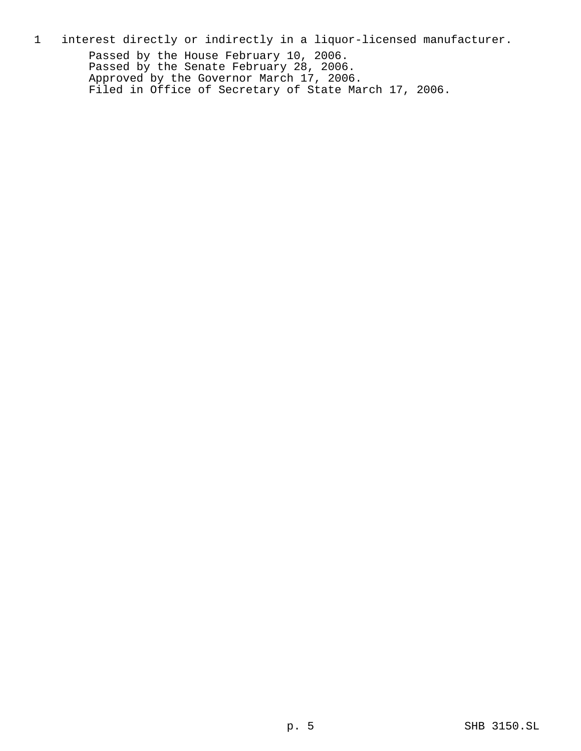interest directly or indirectly in a liquor-licensed manufacturer.

Passed by the House February 10, 2006.
Passed by the Senate February 28, 2006.
Approved by the Governor March 17, 2006.
Filed in Office of Secretary of State March 17, 2006.